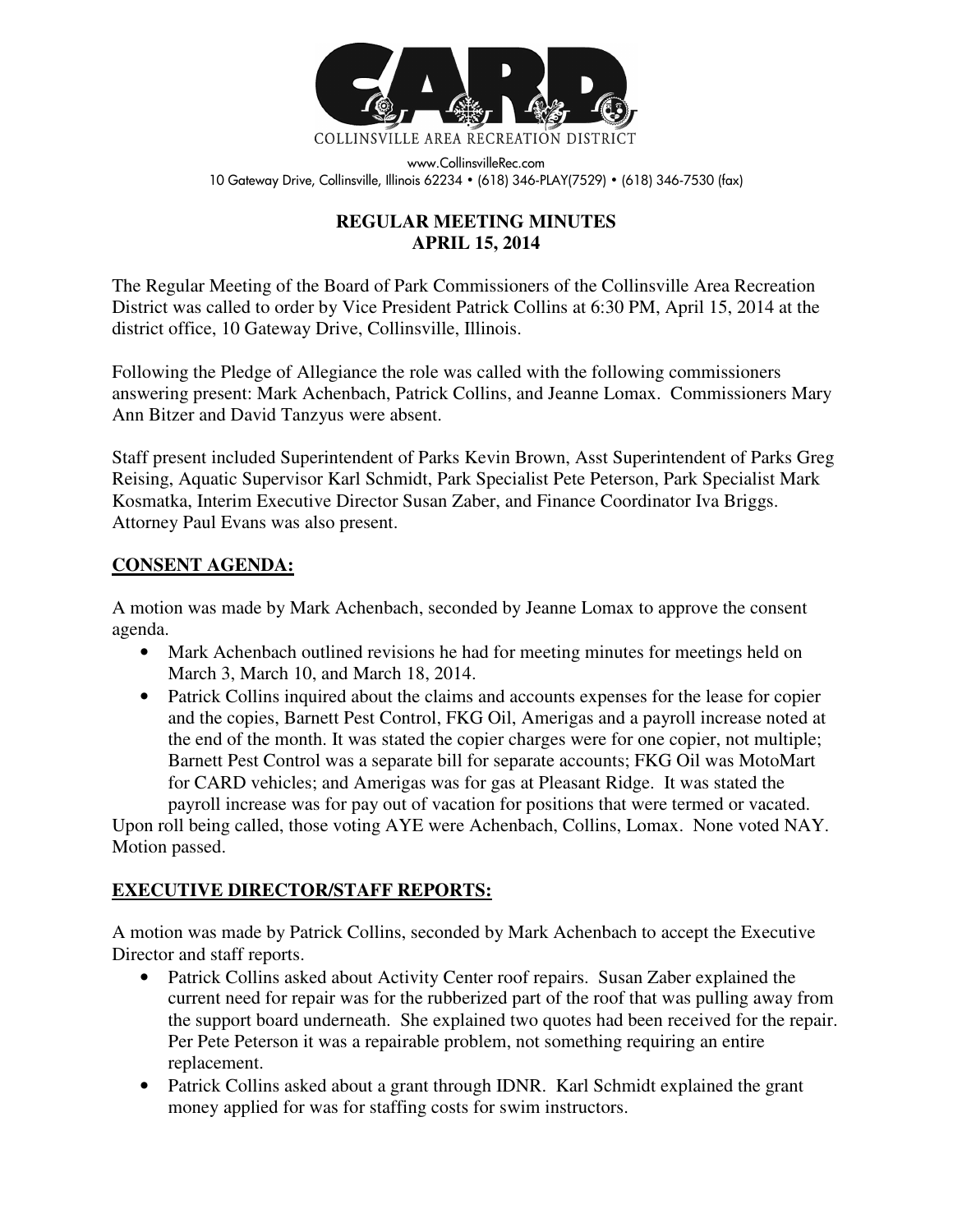COLLINSVILLE AREA RECREATION DISTRICT

www.CollinsvilleRec.com
10 Gateway Drive, Collinsville, Illinois 62234 • (618) 346-PLAY(7529) • (618) 346-7530 (fax)

# REGULAR MEETING MINUTES
# APRIL 15, 2014

The Regular Meeting of the Board of Park Commissioners of the Collinsville Area Recreation District was called to order by Vice President Patrick Collins at 6:30 PM, April 15, 2014 at the district office, 10 Gateway Drive, Collinsville, Illinois.

Following the Pledge of Allegiance the role was called with the following commissioners answering present: Mark Achenbach, Patrick Collins, and Jeanne Lomax. Commissioners Mary Ann Bitzer and David Tanzyus were absent.

Staff present included Superintendent of Parks Kevin Brown, Asst Superintendent of Parks Greg Reising, Aquatic Supervisor Karl Schmidt, Park Specialist Pete Peterson, Park Specialist Mark Kosmatka, Interim Executive Director Susan Zaber, and Finance Coordinator Iva Briggs. Attorney Paul Evans was also present.

## CONSENT AGENDA:

A motion was made by Mark Achenbach, seconded by Jeanne Lomax to approve the consent agenda.

- Mark Achenbach outlined revisions he had for meeting minutes for meetings held on March 3, March 10, and March 18, 2014.
- Patrick Collins inquired about the claims and accounts expenses for the lease for copier and the copies, Barnett Pest Control, FKG Oil, Amerigas and a payroll increase noted at the end of the month. It was stated the copier charges were for one copier, not multiple; Barnett Pest Control was a separate bill for separate accounts; FKG Oil was MotoMart for CARD vehicles; and Amerigas was for gas at Pleasant Ridge. It was stated the payroll increase was for pay out of vacation for positions that were termed or vacated.

Upon roll being called, those voting AYE were Achenbach, Collins, Lomax. None voted NAY. Motion passed.

## EXECUTIVE DIRECTOR/STAFF REPORTS:

A motion was made by Patrick Collins, seconded by Mark Achenbach to accept the Executive Director and staff reports.

- Patrick Collins asked about Activity Center roof repairs. Susan Zaber explained the current need for repair was for the rubberized part of the roof that was pulling away from the support board underneath. She explained two quotes had been received for the repair. Per Pete Peterson it was a repairable problem, not something requiring an entire replacement.
- Patrick Collins asked about a grant through IDNR. Karl Schmidt explained the grant money applied for was for staffing costs for swim instructors.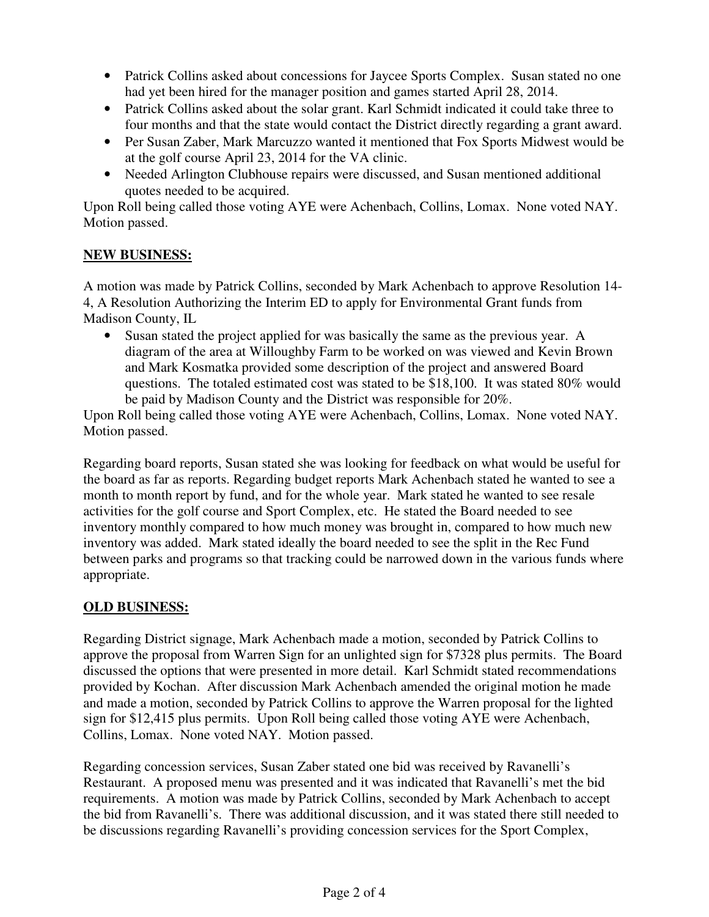- Patrick Collins asked about concessions for Jaycee Sports Complex. Susan stated no one had yet been hired for the manager position and games started April 28, 2014.
- Patrick Collins asked about the solar grant. Karl Schmidt indicated it could take three to four months and that the state would contact the District directly regarding a grant award.
- Per Susan Zaber, Mark Marcuzzo wanted it mentioned that Fox Sports Midwest would be at the golf course April 23, 2014 for the VA clinic.
- Needed Arlington Clubhouse repairs were discussed, and Susan mentioned additional quotes needed to be acquired.

Upon Roll being called those voting AYE were Achenbach, Collins, Lomax. None voted NAY. Motion passed.

**NEW BUSINESS:**

A motion was made by Patrick Collins, seconded by Mark Achenbach to approve Resolution 14-4, A Resolution Authorizing the Interim ED to apply for Environmental Grant funds from Madison County, IL

- Susan stated the project applied for was basically the same as the previous year. A diagram of the area at Willoughby Farm to be worked on was viewed and Kevin Brown and Mark Kosmatka provided some description of the project and answered Board questions. The totaled estimated cost was stated to be $18,100. It was stated 80% would be paid by Madison County and the District was responsible for 20%.

Upon Roll being called those voting AYE were Achenbach, Collins, Lomax. None voted NAY. Motion passed.

Regarding board reports, Susan stated she was looking for feedback on what would be useful for the board as far as reports. Regarding budget reports Mark Achenbach stated he wanted to see a month to month report by fund, and for the whole year. Mark stated he wanted to see resale activities for the golf course and Sport Complex, etc. He stated the Board needed to see inventory monthly compared to how much money was brought in, compared to how much new inventory was added. Mark stated ideally the board needed to see the split in the Rec Fund between parks and programs so that tracking could be narrowed down in the various funds where appropriate.

**OLD BUSINESS:**

Regarding District signage, Mark Achenbach made a motion, seconded by Patrick Collins to approve the proposal from Warren Sign for an unlighted sign for $7328 plus permits. The Board discussed the options that were presented in more detail. Karl Schmidt stated recommendations provided by Kochan. After discussion Mark Achenbach amended the original motion he made and made a motion, seconded by Patrick Collins to approve the Warren proposal for the lighted sign for $12,415 plus permits. Upon Roll being called those voting AYE were Achenbach, Collins, Lomax. None voted NAY. Motion passed.

Regarding concession services, Susan Zaber stated one bid was received by Ravanelli's Restaurant. A proposed menu was presented and it was indicated that Ravanelli's met the bid requirements. A motion was made by Patrick Collins, seconded by Mark Achenbach to accept the bid from Ravanelli's. There was additional discussion, and it was stated there still needed to be discussions regarding Ravanelli's providing concession services for the Sport Complex,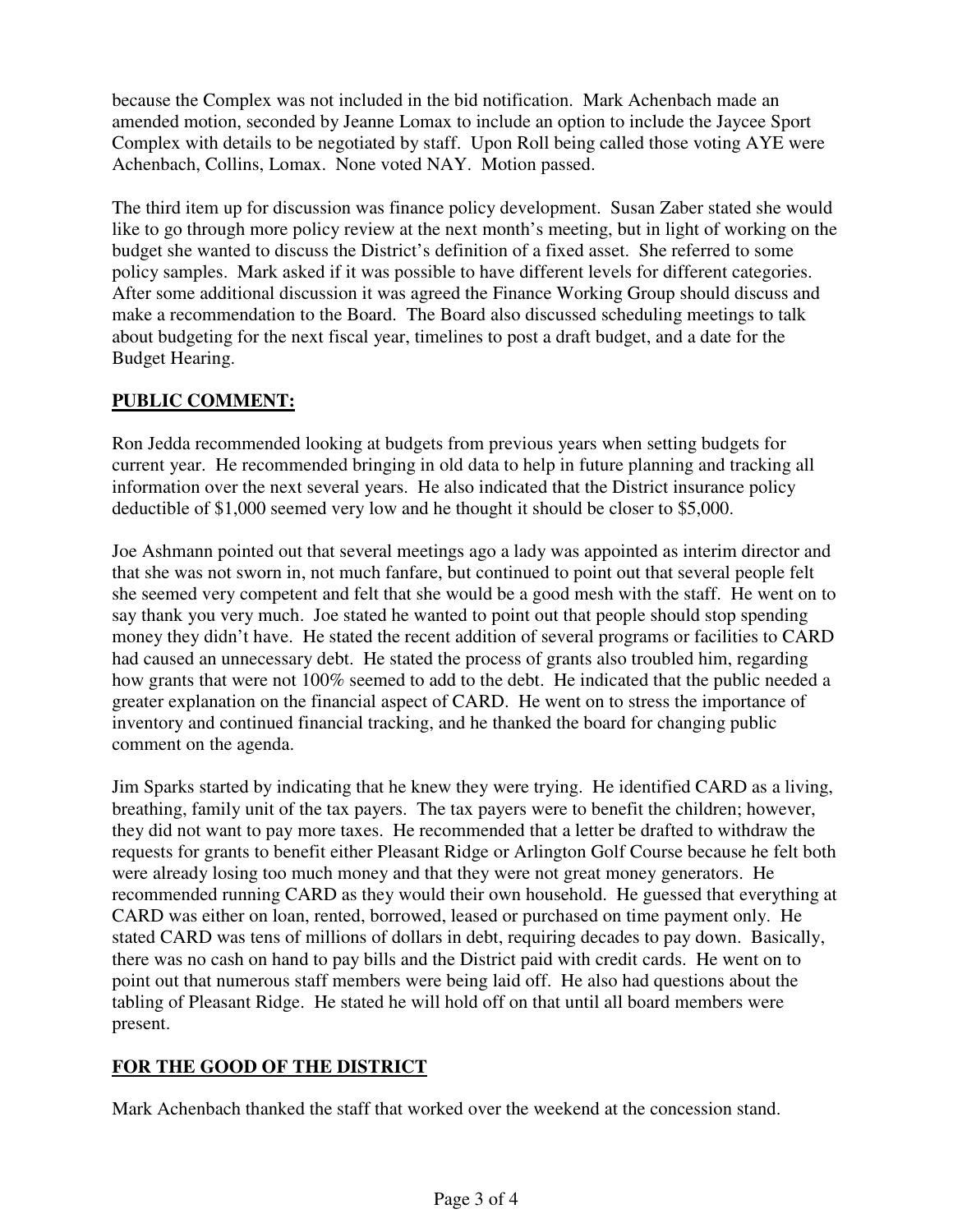because the Complex was not included in the bid notification. Mark Achenbach made an amended motion, seconded by Jeanne Lomax to include an option to include the Jaycee Sport Complex with details to be negotiated by staff. Upon Roll being called those voting AYE were Achenbach, Collins, Lomax. None voted NAY. Motion passed.

The third item up for discussion was finance policy development. Susan Zaber stated she would like to go through more policy review at the next month's meeting, but in light of working on the budget she wanted to discuss the District's definition of a fixed asset. She referred to some policy samples. Mark asked if it was possible to have different levels for different categories. After some additional discussion it was agreed the Finance Working Group should discuss and make a recommendation to the Board. The Board also discussed scheduling meetings to talk about budgeting for the next fiscal year, timelines to post a draft budget, and a date for the Budget Hearing.

## **PUBLIC COMMENT:**

Ron Jedda recommended looking at budgets from previous years when setting budgets for current year. He recommended bringing in old data to help in future planning and tracking all information over the next several years. He also indicated that the District insurance policy deductible of $1,000 seemed very low and he thought it should be closer to $5,000.

Joe Ashmann pointed out that several meetings ago a lady was appointed as interim director and that she was not sworn in, not much fanfare, but continued to point out that several people felt she seemed very competent and felt that she would be a good mesh with the staff. He went on to say thank you very much. Joe stated he wanted to point out that people should stop spending money they didn't have. He stated the recent addition of several programs or facilities to CARD had caused an unnecessary debt. He stated the process of grants also troubled him, regarding how grants that were not 100% seemed to add to the debt. He indicated that the public needed a greater explanation on the financial aspect of CARD. He went on to stress the importance of inventory and continued financial tracking, and he thanked the board for changing public comment on the agenda.

Jim Sparks started by indicating that he knew they were trying. He identified CARD as a living, breathing, family unit of the tax payers. The tax payers were to benefit the children; however, they did not want to pay more taxes. He recommended that a letter be drafted to withdraw the requests for grants to benefit either Pleasant Ridge or Arlington Golf Course because he felt both were already losing too much money and that they were not great money generators. He recommended running CARD as they would their own household. He guessed that everything at CARD was either on loan, rented, borrowed, leased or purchased on time payment only. He stated CARD was tens of millions of dollars in debt, requiring decades to pay down. Basically, there was no cash on hand to pay bills and the District paid with credit cards. He went on to point out that numerous staff members were being laid off. He also had questions about the tabling of Pleasant Ridge. He stated he will hold off on that until all board members were present.

## **FOR THE GOOD OF THE DISTRICT**

Mark Achenbach thanked the staff that worked over the weekend at the concession stand.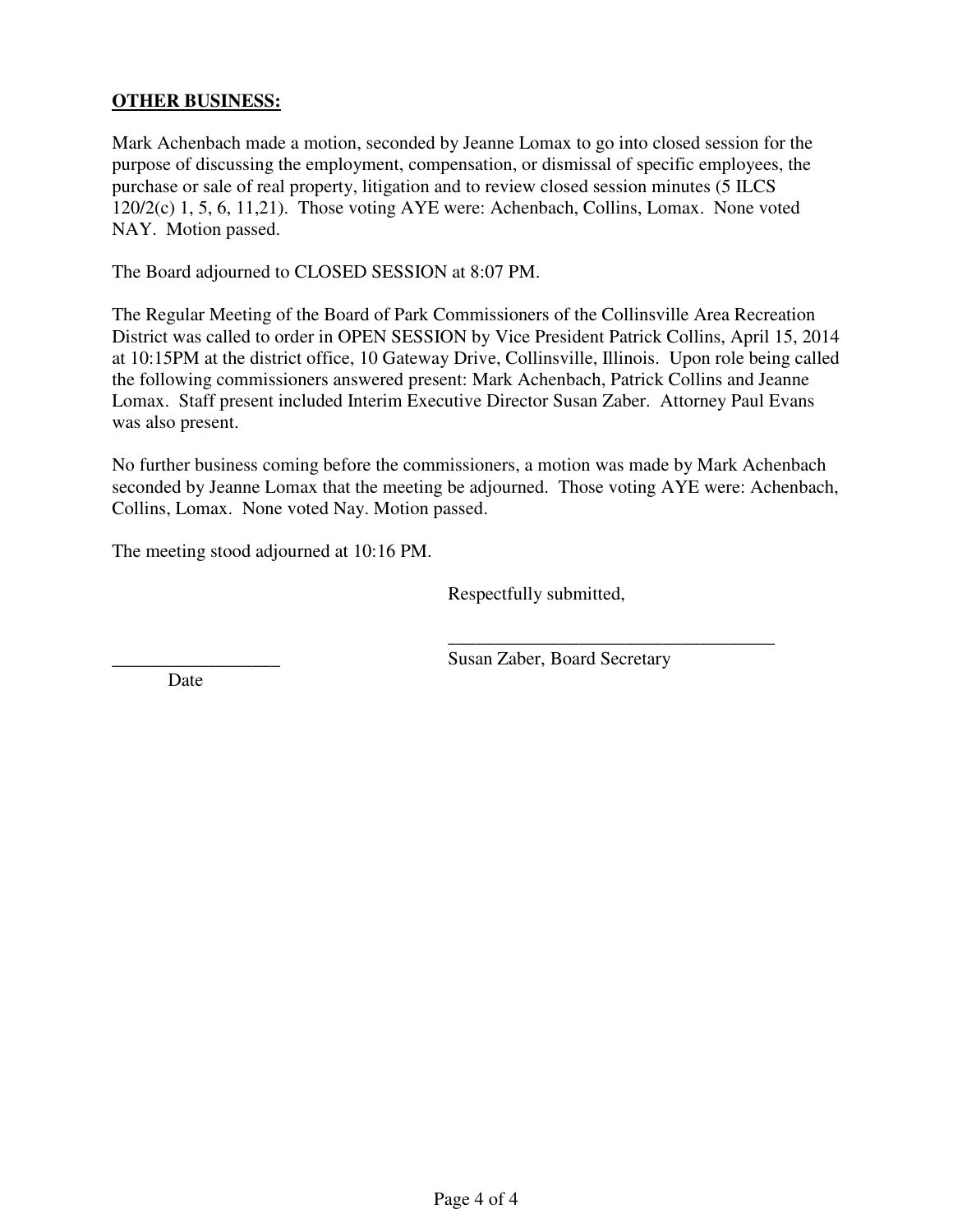**OTHER BUSINESS:**

Mark Achenbach made a motion, seconded by Jeanne Lomax to go into closed session for the purpose of discussing the employment, compensation, or dismissal of specific employees, the purchase or sale of real property, litigation and to review closed session minutes (5 ILCS 120/2(c) 1, 5, 6, 11,21). Those voting AYE were: Achenbach, Collins, Lomax. None voted NAY. Motion passed.

The Board adjourned to CLOSED SESSION at 8:07 PM.

The Regular Meeting of the Board of Park Commissioners of the Collinsville Area Recreation District was called to order in OPEN SESSION by Vice President Patrick Collins, April 15, 2014 at 10:15PM at the district office, 10 Gateway Drive, Collinsville, Illinois. Upon role being called the following commissioners answered present: Mark Achenbach, Patrick Collins and Jeanne Lomax. Staff present included Interim Executive Director Susan Zaber. Attorney Paul Evans was also present.

No further business coming before the commissioners, a motion was made by Mark Achenbach seconded by Jeanne Lomax that the meeting be adjourned. Those voting AYE were: Achenbach, Collins, Lomax. None voted Nay. Motion passed.

The meeting stood adjourned at 10:16 PM.

Respectfully submitted,

___________________________________

Susan Zaber, Board Secretary

__________________

Date